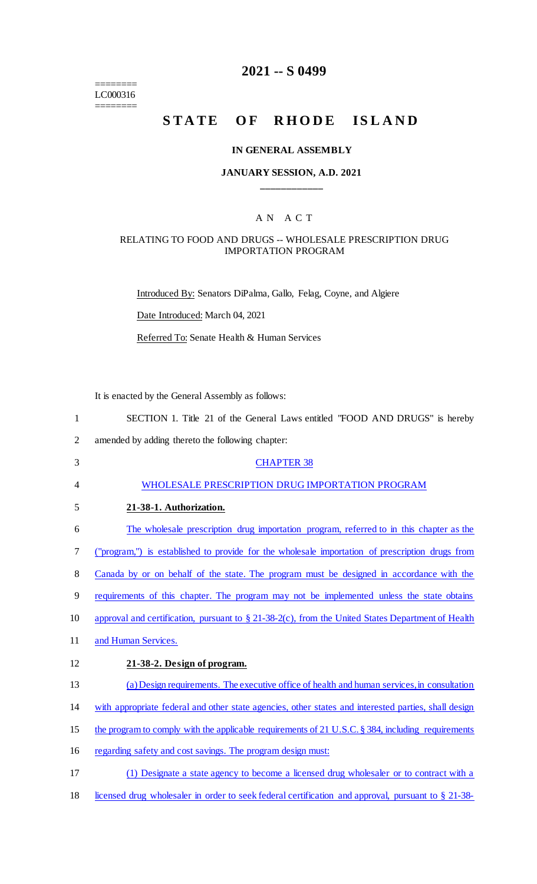========
LC000316
========

# 2021 -- S 0499

# STATE OF RHODE ISLAND

### IN GENERAL ASSEMBLY

### JANUARY SESSION, A.D. 2021

---

AN ACT

RELATING TO FOOD AND DRUGS -- WHOLESALE PRESCRIPTION DRUG IMPORTATION PROGRAM

Introduced By: Senators DiPalma, Gallo, Felag, Coyne, and Algiere

Date Introduced: March 04, 2021

Referred To: Senate Health & Human Services

It is enacted by the General Assembly as follows:

1 SECTION 1. Title 21 of the General Laws entitled "FOOD AND DRUGS" is hereby
2 amended by adding thereto the following chapter:

3 CHAPTER 38

4 WHOLESALE PRESCRIPTION DRUG IMPORTATION PROGRAM

5 **21-38-1. Authorization.**

6 The wholesale prescription drug importation program, referred to in this chapter as the
7 ("program,") is established to provide for the wholesale importation of prescription drugs from
8 Canada by or on behalf of the state. The program must be designed in accordance with the
9 requirements of this chapter. The program may not be implemented unless the state obtains
10 approval and certification, pursuant to § 21-38-2(c), from the United States Department of Health
11 and Human Services.

12 **21-38-2. Design of program.**

13 (a) Design requirements. The executive office of health and human services, in consultation
14 with appropriate federal and other state agencies, other states and interested parties, shall design
15 the program to comply with the applicable requirements of 21 U.S.C. § 384, including requirements
16 regarding safety and cost savings. The program design must:

17 (1) Designate a state agency to become a licensed drug wholesaler or to contract with a
18 licensed drug wholesaler in order to seek federal certification and approval, pursuant to § 21-38-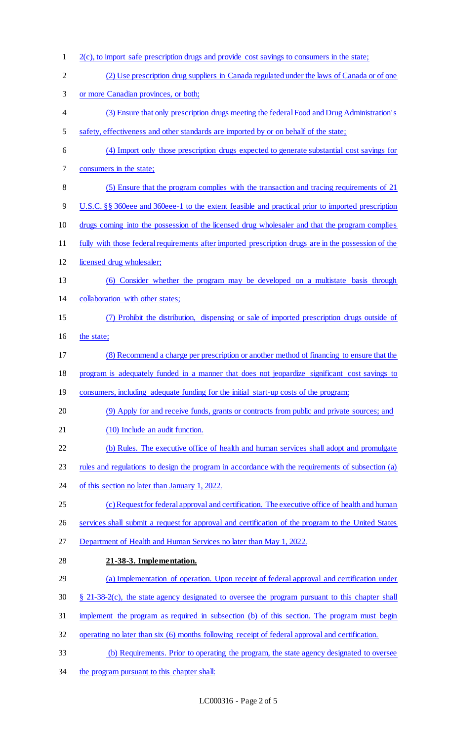2(c), to import safe prescription drugs and provide cost savings to consumers in the state;

(2) Use prescription drug suppliers in Canada regulated under the laws of Canada or of one or more Canadian provinces, or both;

(3) Ensure that only prescription drugs meeting the federal Food and Drug Administration's safety, effectiveness and other standards are imported by or on behalf of the state;

(4) Import only those prescription drugs expected to generate substantial cost savings for consumers in the state;

(5) Ensure that the program complies with the transaction and tracing requirements of 21 U.S.C. §§ 360eee and 360eee-1 to the extent feasible and practical prior to imported prescription drugs coming into the possession of the licensed drug wholesaler and that the program complies fully with those federal requirements after imported prescription drugs are in the possession of the licensed drug wholesaler;

(6) Consider whether the program may be developed on a multistate basis through collaboration with other states;

(7) Prohibit the distribution, dispensing or sale of imported prescription drugs outside of the state;

(8) Recommend a charge per prescription or another method of financing to ensure that the program is adequately funded in a manner that does not jeopardize significant cost savings to consumers, including adequate funding for the initial start-up costs of the program;

(9) Apply for and receive funds, grants or contracts from public and private sources; and

(10) Include an audit function.

(b) Rules. The executive office of health and human services shall adopt and promulgate rules and regulations to design the program in accordance with the requirements of subsection (a) of this section no later than January 1, 2022.

(c) Request for federal approval and certification. The executive office of health and human services shall submit a request for approval and certification of the program to the United States Department of Health and Human Services no later than May 1, 2022.

**21-38-3. Implementation.**

(a) Implementation of operation. Upon receipt of federal approval and certification under § 21-38-2(c), the state agency designated to oversee the program pursuant to this chapter shall implement the program as required in subsection (b) of this section. The program must begin operating no later than six (6) months following receipt of federal approval and certification.

(b) Requirements. Prior to operating the program, the state agency designated to oversee the program pursuant to this chapter shall: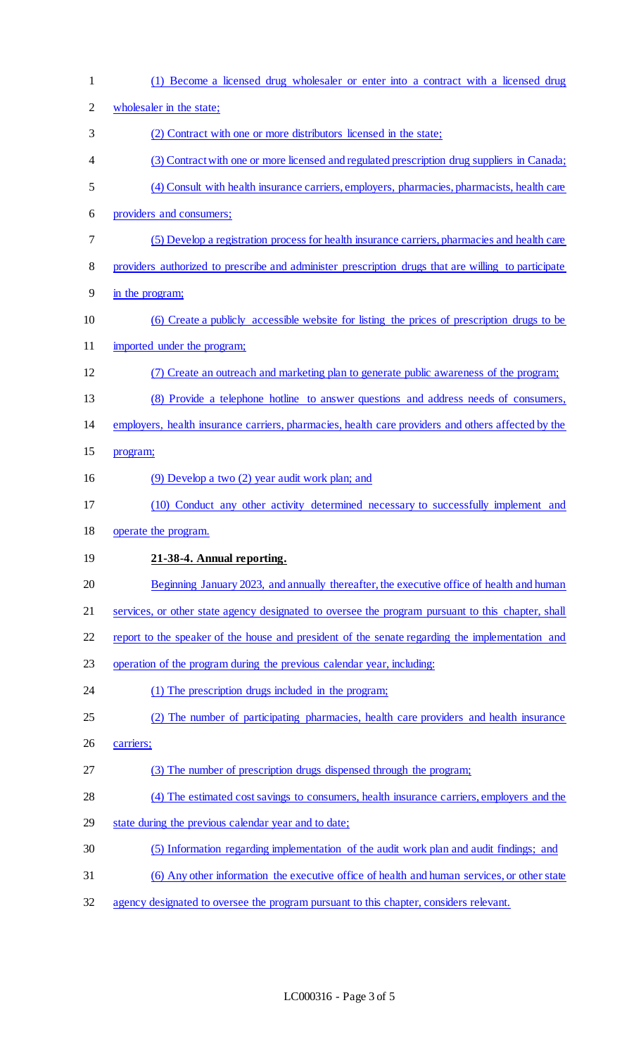(1) Become a licensed drug wholesaler or enter into a contract with a licensed drug wholesaler in the state;

(2) Contract with one or more distributors licensed in the state;

(3) Contract with one or more licensed and regulated prescription drug suppliers in Canada;

(4) Consult with health insurance carriers, employers, pharmacies, pharmacists, health care providers and consumers;

(5) Develop a registration process for health insurance carriers, pharmacies and health care providers authorized to prescribe and administer prescription drugs that are willing to participate in the program;

(6) Create a publicly accessible website for listing the prices of prescription drugs to be imported under the program;

(7) Create an outreach and marketing plan to generate public awareness of the program;

(8) Provide a telephone hotline to answer questions and address needs of consumers, employers, health insurance carriers, pharmacies, health care providers and others affected by the program;

(9) Develop a two (2) year audit work plan; and

(10) Conduct any other activity determined necessary to successfully implement and operate the program.

**21-38-4. Annual reporting.**

Beginning January 2023, and annually thereafter, the executive office of health and human services, or other state agency designated to oversee the program pursuant to this chapter, shall report to the speaker of the house and president of the senate regarding the implementation and operation of the program during the previous calendar year, including:

(1) The prescription drugs included in the program;

(2) The number of participating pharmacies, health care providers and health insurance carriers;

(3) The number of prescription drugs dispensed through the program;

(4) The estimated cost savings to consumers, health insurance carriers, employers and the state during the previous calendar year and to date;

(5) Information regarding implementation of the audit work plan and audit findings; and

(6) Any other information the executive office of health and human services, or other state agency designated to oversee the program pursuant to this chapter, considers relevant.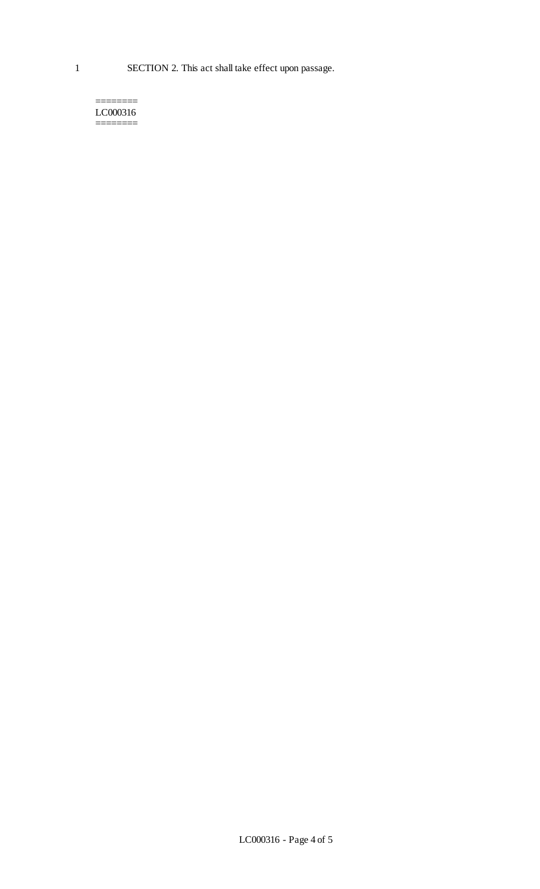SECTION 2. This act shall take effect upon passage.

========
LC000316
========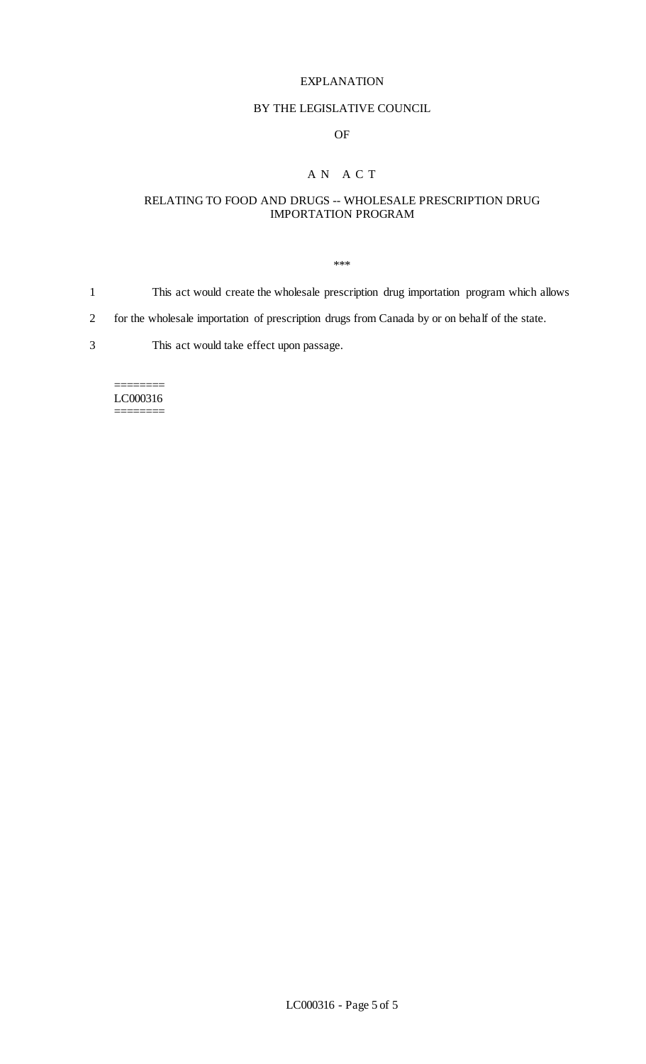EXPLANATION

BY THE LEGISLATIVE COUNCIL

OF

A N A C T

RELATING TO FOOD AND DRUGS -- WHOLESALE PRESCRIPTION DRUG IMPORTATION PROGRAM

\*\*\*

1 This act would create the wholesale prescription drug importation program which allows

2 for the wholesale importation of prescription drugs from Canada by or on behalf of the state.

3 This act would take effect upon passage.

========
LC000316
========